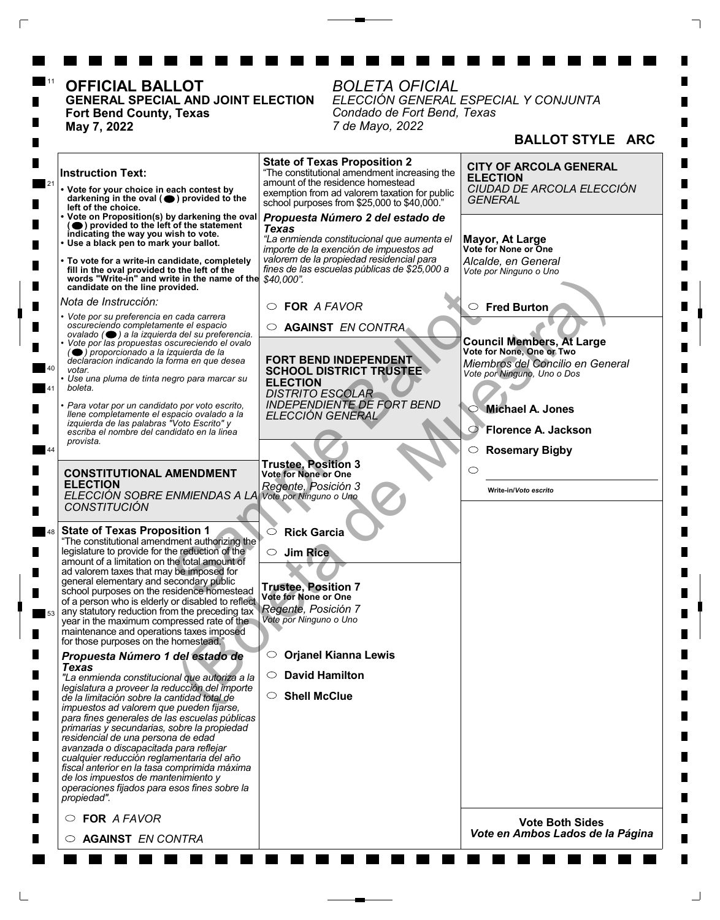# OFFICIAL BALLOT

**GENERAL SPECIAL AND JOINT ELECTION**
**Fort Bend County, Texas**
**May 7, 2022**

*BOLETA OFICIAL*
*ELECCIÓN GENERAL ESPECIAL Y CONJUNTA*
*Condado de Fort Bend, Texas*
*7 de Mayo, 2022*

**BALLOT STYLE ARC**

Sample Ballot (Boleta de Muestra)

**Instruction Text:**

- **Vote for your choice in each contest by darkening in the oval ( ● ) provided to the left of the choice.**
- **Vote on Proposition(s) by darkening the oval ( ● ) provided to the left of the statement indicating the way you wish to vote.**
- **Use a black pen to mark your ballot.**
- **To vote for a write-in candidate, completely fill in the oval provided to the left of the words "Write-in" and write in the name of the candidate on the line provided.**

*Nota de Instrucción:*

- *Vote por su preferencia en cada carrera oscureciendo completamente el espacio ovalado ( ● ) a la izquierda del su preferencia.*
- *Vote por las propuestas oscureciendo el ovalo ( ● ) proporcionado a la izquierda de la declaracion indicando la forma en que desea votar.*
- *Use una pluma de tinta negro para marcar su boleta.*
- *Para votar por un candidato por voto escrito, llene completamente el espacio ovalado a la izquierda de las palabras "Voto Escrito" y escriba el nombre del candidato en la línea provista.*

## CONSTITUTIONAL AMENDMENT ELECTION
*ELECCIÓN SOBRE ENMIENDAS A LA CONSTITUCIÓN*

**State of Texas Proposition 1**
"The constitutional amendment authorizing the legislature to provide for the reduction of the amount of a limitation on the total amount of ad valorem taxes that may be imposed for general elementary and secondary public school purposes on the residence homestead of a person who is elderly or disabled to reflect any statutory reduction from the preceding tax year in the maximum compressed rate of the maintenance and operations taxes imposed for those purposes on the homestead."

***Propuesta Número 1 del estado de Texas***
*"La enmienda constitucional que autoriza a la legislatura a proveer la reducción del importe de la limitación sobre la cantidad total de impuestos ad valorem que pueden fijarse, para fines generales de las escuelas públicas primarias y secundarias, sobre la propiedad residencial de una persona de edad avanzada o discapacitada para reflejar cualquier reducción reglamentaria del año fiscal anterior en la tasa comprimida máxima de los impuestos de mantenimiento y operaciones fijados para esos fines sobre la propiedad".*

- ○ **FOR** *A FAVOR*
- ○ **AGAINST** *EN CONTRA*

**State of Texas Proposition 2**
"The constitutional amendment increasing the amount of the residence homestead exemption from ad valorem taxation for public school purposes from $25,000 to $40,000."

***Propuesta Número 2 del estado de Texas***
*"La enmienda constitucional que aumenta el importe de la exención de impuestos ad valorem de la propiedad residencial para fines de las escuelas públicas de $25,000 a $40,000".*

- ○ **FOR** *A FAVOR*
- ○ **AGAINST** *EN CONTRA*

## FORT BEND INDEPENDENT SCHOOL DISTRICT TRUSTEE ELECTION
*DISTRITO ESCOLAR INDEPENDIENTE DE FORT BEND ELECCIÓN GENERAL*

**Trustee, Position 3**
**Vote for None or One**
*Regente, Posición 3*
*Vote por Ninguno o Uno*

- ○ **Rick Garcia**
- ○ **Jim Rice**

**Trustee, Position 7**
**Vote for None or One**
*Regente, Posición 7*
*Vote por Ninguno o Uno*

- ○ **Orjanel Kianna Lewis**
- ○ **David Hamilton**
- ○ **Shell McClue**

## CITY OF ARCOLA GENERAL ELECTION
*CIUDAD DE ARCOLA ELECCIÓN GENERAL*

**Mayor, At Large**
**Vote for None or One**
*Alcalde, en General*
*Vote por Ninguno o Uno*

- ○ **Fred Burton**

**Council Members, At Large**
**Vote for None, One or Two**
*Miembros del Concilio en General*
*Vote por Ninguno, Uno o Dos*

- ○ **Michael A. Jones**
- ○ **Florence A. Jackson**
- ○ **Rosemary Bigby**
- ○ ____________________
  **Write-in/*Voto escrito***

**Vote Both Sides**
***Vote en Ambos Lados de la Página***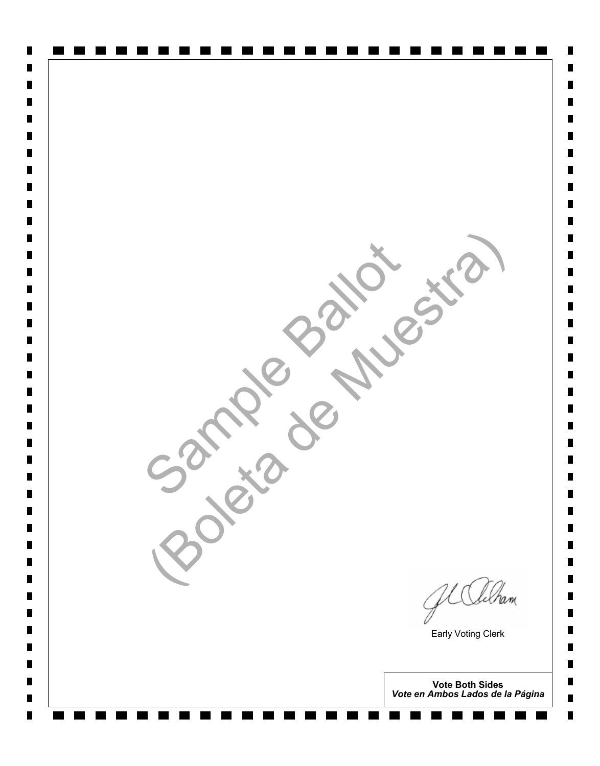Sample Ballot
(Boleta de Muestra)

Early Voting Clerk

**Vote Both Sides**
***Vote en Ambos Lados de la Página***